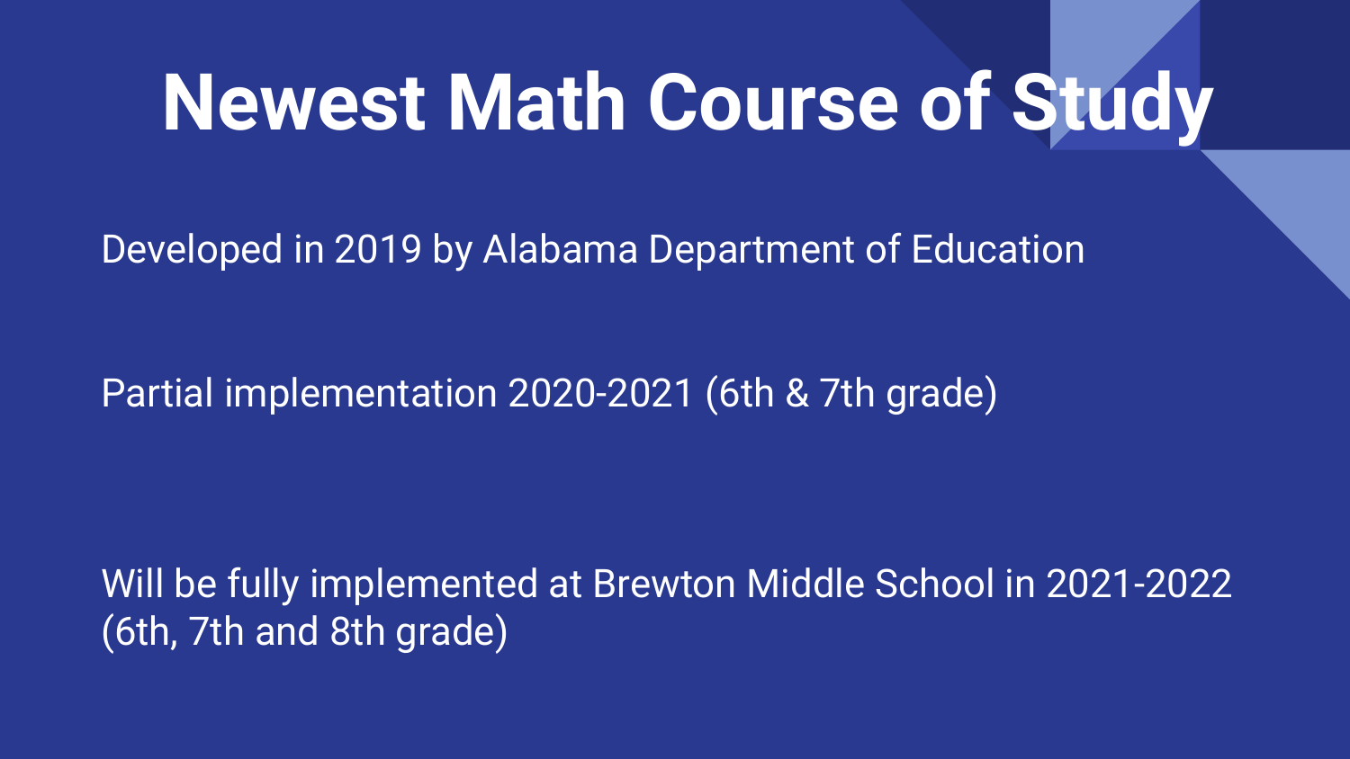# Newest Math Course of Study

Developed in 2019 by Alabama Department of Education

Partial implementation 2020-2021 (6th & 7th grade)

Will be fully implemented at Brewton Middle School in 2021-2022 (6th, 7th and 8th grade)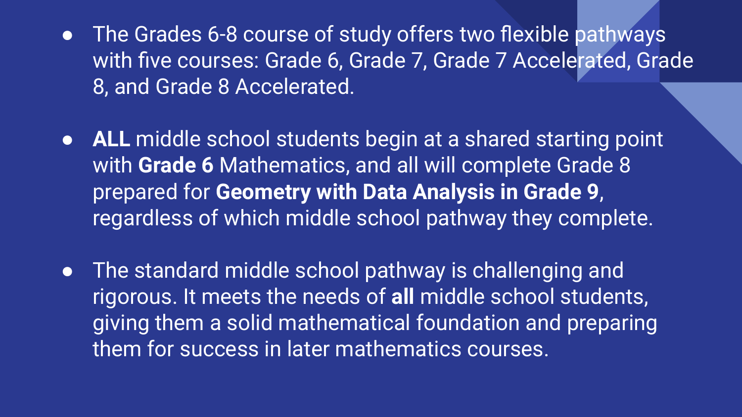- The Grades 6-8 course of study offers two flexible pathways with five courses: Grade 6, Grade 7, Grade 7 Accelerated, Grade 8, and Grade 8 Accelerated.

- **ALL** middle school students begin at a shared starting point with **Grade 6** Mathematics, and all will complete Grade 8 prepared for **Geometry with Data Analysis in Grade 9**, regardless of which middle school pathway they complete.

- The standard middle school pathway is challenging and rigorous. It meets the needs of **all** middle school students, giving them a solid mathematical foundation and preparing them for success in later mathematics courses.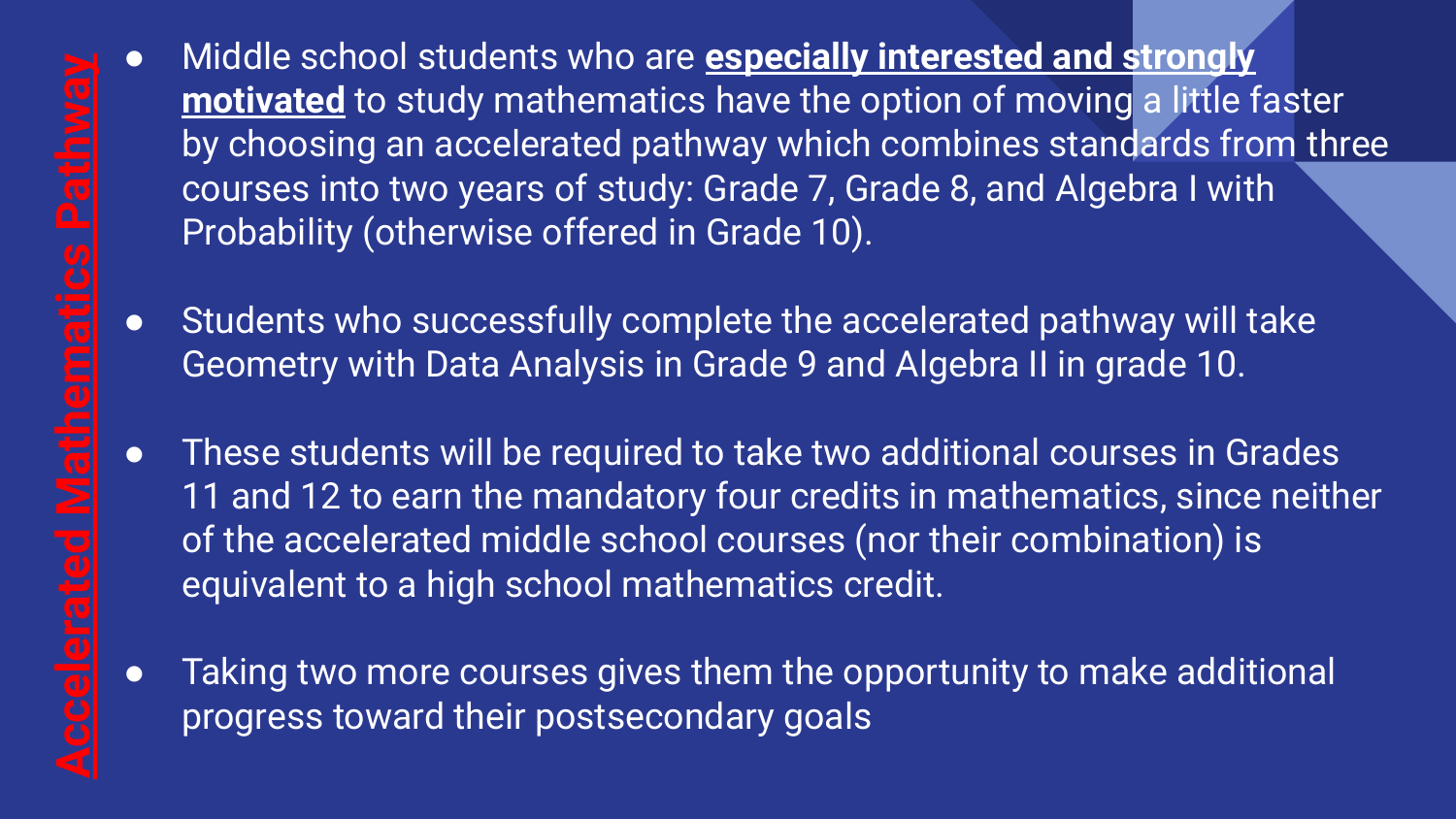# Accelerated Mathematics Pathway

- Middle school students who are **especially interested and strongly motivated** to study mathematics have the option of moving a little faster by choosing an accelerated pathway which combines standards from three courses into two years of study: Grade 7, Grade 8, and Algebra I with Probability (otherwise offered in Grade 10).
- Students who successfully complete the accelerated pathway will take Geometry with Data Analysis in Grade 9 and Algebra II in grade 10.
- These students will be required to take two additional courses in Grades 11 and 12 to earn the mandatory four credits in mathematics, since neither of the accelerated middle school courses (nor their combination) is equivalent to a high school mathematics credit.
- Taking two more courses gives them the opportunity to make additional progress toward their postsecondary goals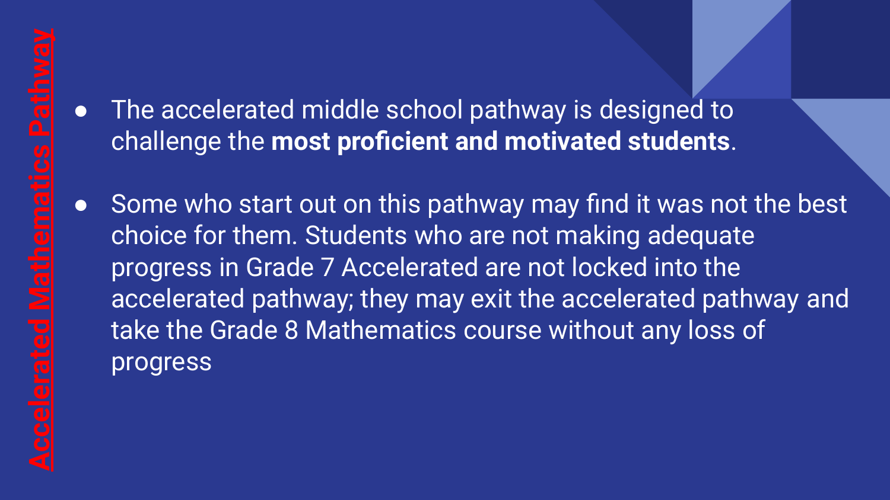# Accelerated Mathematics Pathway

- The accelerated middle school pathway is designed to challenge the **most proficient and motivated students**.
- Some who start out on this pathway may find it was not the best choice for them. Students who are not making adequate progress in Grade 7 Accelerated are not locked into the accelerated pathway; they may exit the accelerated pathway and take the Grade 8 Mathematics course without any loss of progress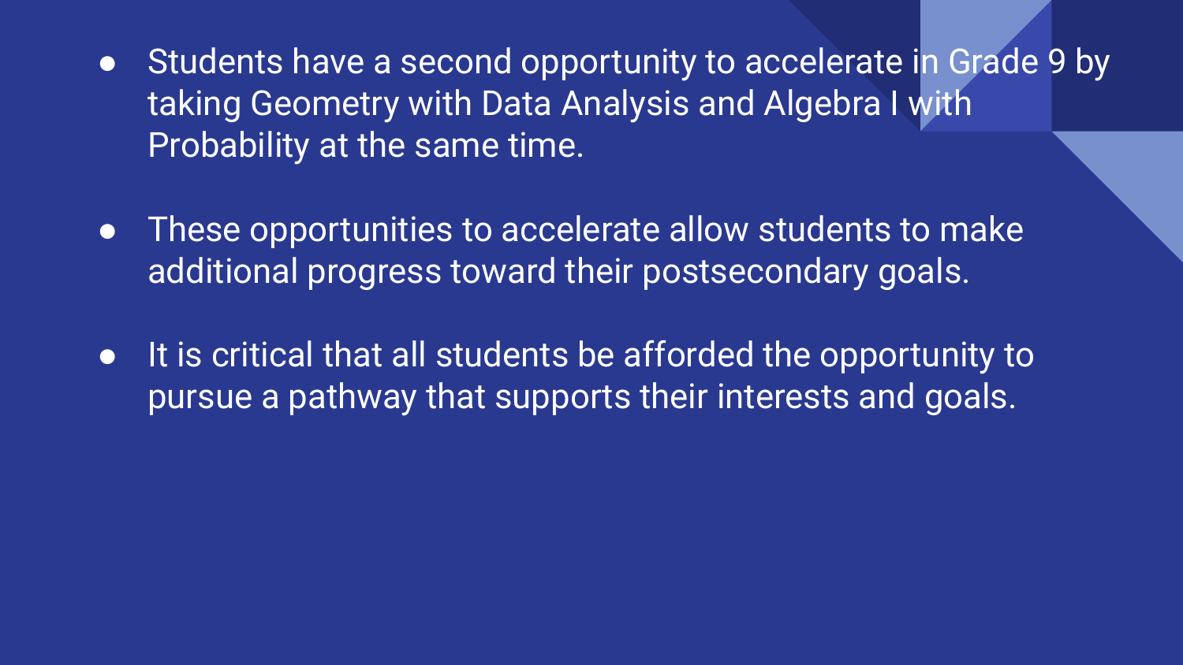- Students have a second opportunity to accelerate in Grade 9 by taking Geometry with Data Analysis and Algebra I with Probability at the same time.

- These opportunities to accelerate allow students to make additional progress toward their postsecondary goals.

- It is critical that all students be afforded the opportunity to pursue a pathway that supports their interests and goals.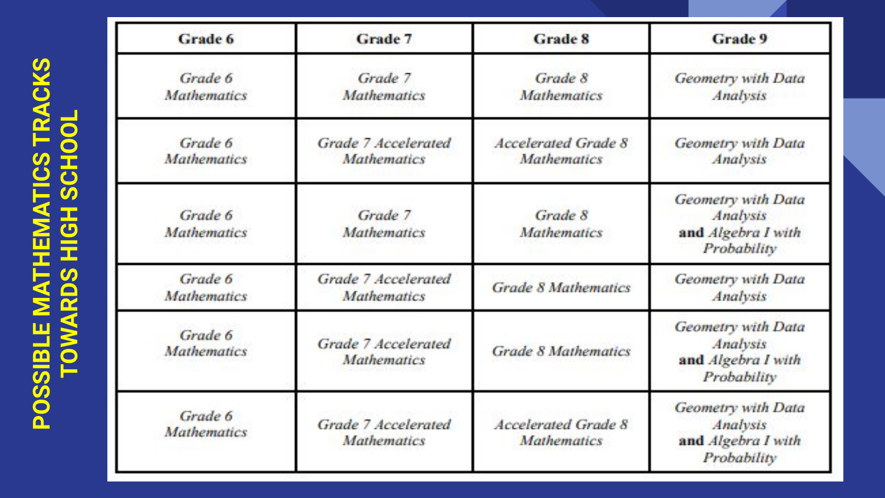# POSSIBLE MATHEMATICS TRACKS TOWARDS HIGH SCHOOL

| Grade 6 | Grade 7 | Grade 8 | Grade 9 |
|---|---|---|---|
| *Grade 6 Mathematics* | *Grade 7 Mathematics* | *Grade 8 Mathematics* | *Geometry with Data Analysis* |
| *Grade 6 Mathematics* | *Grade 7 Accelerated Mathematics* | *Accelerated Grade 8 Mathematics* | *Geometry with Data Analysis* |
| *Grade 6 Mathematics* | *Grade 7 Mathematics* | *Grade 8 Mathematics* | *Geometry with Data Analysis* **and** *Algebra I with Probability* |
| *Grade 6 Mathematics* | *Grade 7 Accelerated Mathematics* | *Grade 8 Mathematics* | *Geometry with Data Analysis* |
| *Grade 6 Mathematics* | *Grade 7 Accelerated Mathematics* | *Grade 8 Mathematics* | *Geometry with Data Analysis* **and** *Algebra I with Probability* |
| *Grade 6 Mathematics* | *Grade 7 Accelerated Mathematics* | *Accelerated Grade 8 Mathematics* | *Geometry with Data Analysis* **and** *Algebra I with Probability* |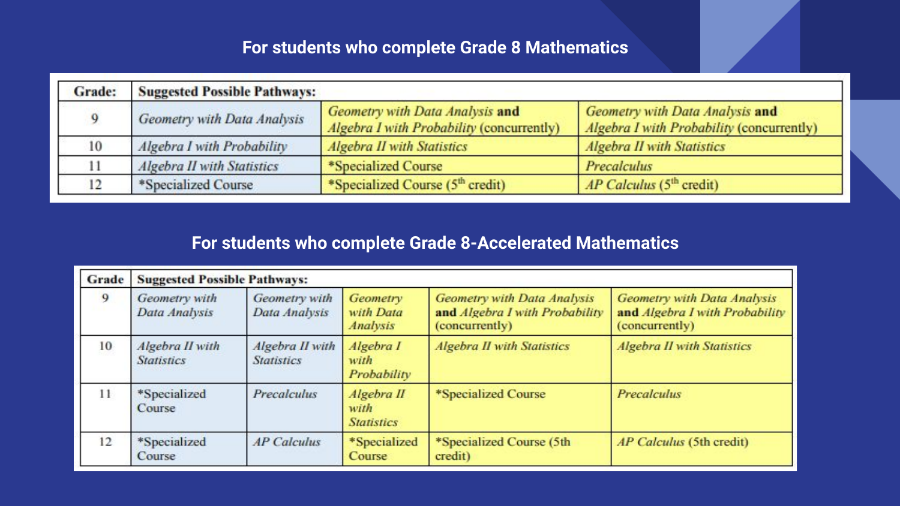## For students who complete Grade 8 Mathematics

| Grade: | Suggested Possible Pathways: | | |
|---|---|---|---|
| 9 | *Geometry with Data Analysis* | *Geometry with Data Analysis* **and** *Algebra I with Probability* (concurrently) | *Geometry with Data Analysis* **and** *Algebra I with Probability* (concurrently) |
| 10 | *Algebra I with Probability* | *Algebra II with Statistics* | *Algebra II with Statistics* |
| 11 | *Algebra II with Statistics* | *Specialized Course | *Precalculus* |
| 12 | *Specialized Course | *Specialized Course (5th credit) | *AP Calculus* (5th credit) |

## For students who complete Grade 8-Accelerated Mathematics

| Grade | Suggested Possible Pathways: | | | | |
|---|---|---|---|---|---|
| 9 | *Geometry with Data Analysis* | *Geometry with Data Analysis* | *Geometry with Data Analysis* | *Geometry with Data Analysis* **and** *Algebra I with Probability* (concurrently) | *Geometry with Data Analysis* **and** *Algebra I with Probability* (concurrently) |
| 10 | *Algebra II with Statistics* | *Algebra II with Statistics* | *Algebra I with Probability* | *Algebra II with Statistics* | *Algebra II with Statistics* |
| 11 | *Specialized Course | *Precalculus* | *Algebra II with Statistics* | *Specialized Course | *Precalculus* |
| 12 | *Specialized Course | *AP Calculus* | *Specialized Course | *Specialized Course (5th credit) | *AP Calculus* (5th credit) |